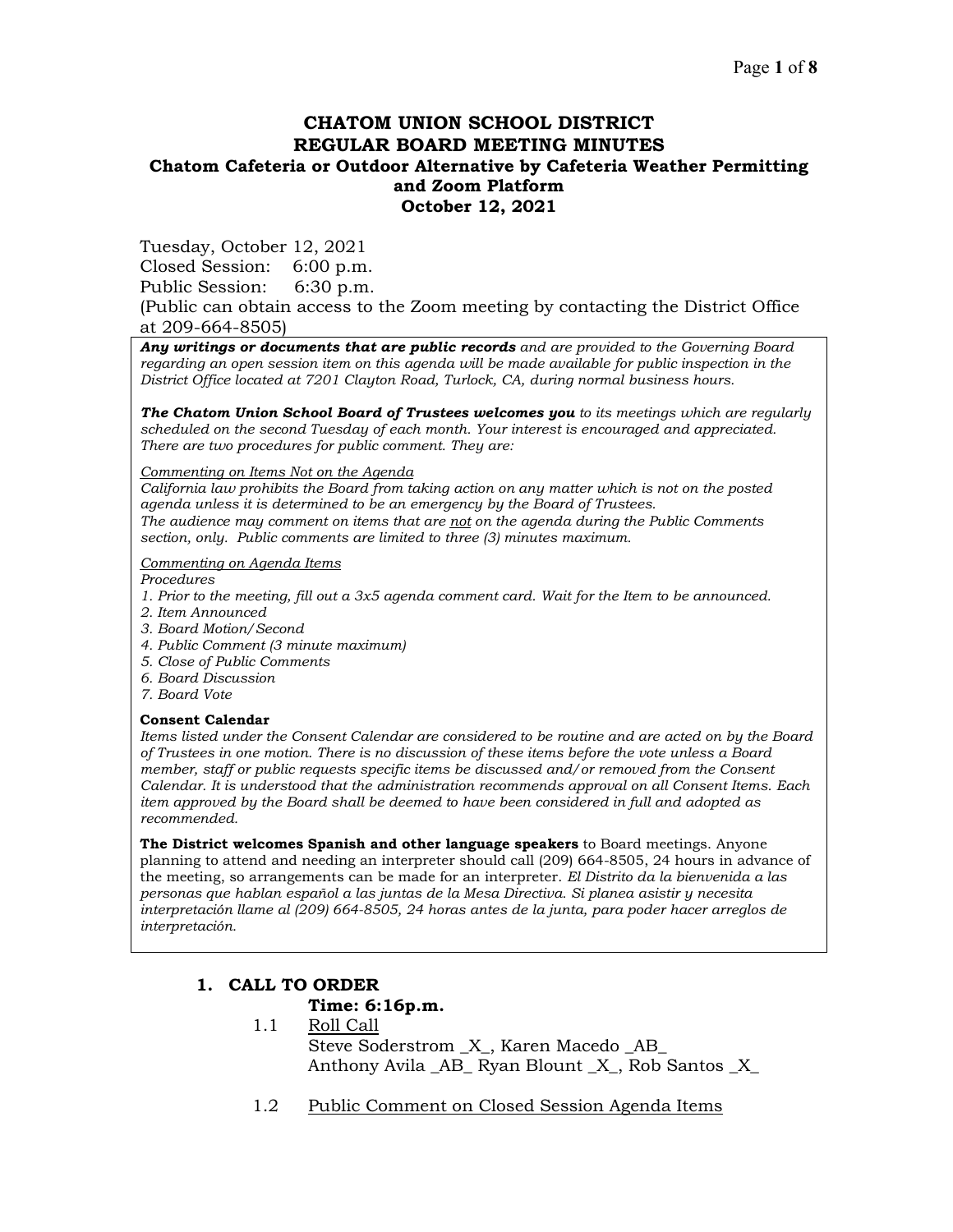# CHATOM UNION SCHOOL DISTRICT
# REGULAR BOARD MEETING MINUTES
### Chatom Cafeteria or Outdoor Alternative by Cafeteria Weather Permitting and Zoom Platform
### October 12, 2021

Tuesday, October 12, 2021
Closed Session: 6:00 p.m.
Public Session: 6:30 p.m.
(Public can obtain access to the Zoom meeting by contacting the District Office at 209-664-8505)

***Any writings or documents that are public records*** *and are provided to the Governing Board regarding an open session item on this agenda will be made available for public inspection in the District Office located at 7201 Clayton Road, Turlock, CA, during normal business hours.*

***The Chatom Union School Board of Trustees welcomes you*** *to its meetings which are regularly scheduled on the second Tuesday of each month. Your interest is encouraged and appreciated. There are two procedures for public comment. They are:*

*Commenting on Items Not on the Agenda*
*California law prohibits the Board from taking action on any matter which is not on the posted agenda unless it is determined to be an emergency by the Board of Trustees.*
*The audience may comment on items that are not on the agenda during the Public Comments section, only. Public comments are limited to three (3) minutes maximum.*

*Commenting on Agenda Items*
*Procedures*
1. *Prior to the meeting, fill out a 3x5 agenda comment card. Wait for the Item to be announced.*
2. *Item Announced*
3. *Board Motion/Second*
4. *Public Comment (3 minute maximum)*
5. *Close of Public Comments*
6. *Board Discussion*
7. *Board Vote*

**Consent Calendar**
*Items listed under the Consent Calendar are considered to be routine and are acted on by the Board of Trustees in one motion. There is no discussion of these items before the vote unless a Board member, staff or public requests specific items be discussed and/or removed from the Consent Calendar. It is understood that the administration recommends approval on all Consent Items. Each item approved by the Board shall be deemed to have been considered in full and adopted as recommended.*

**The District welcomes Spanish and other language speakers** to Board meetings. Anyone planning to attend and needing an interpreter should call (209) 664-8505, 24 hours in advance of the meeting, so arrangements can be made for an interpreter. *El Distrito da la bienvenida a las personas que hablan español a las juntas de la Mesa Directiva. Si planea asistir y necesita interpretación llame al (209) 664-8505, 24 horas antes de la junta, para poder hacer arreglos de interpretación.*

## 1. CALL TO ORDER

**Time: 6:16p.m.**

1.1 Roll Call
Steve Soderstrom _X_, Karen Macedo _AB_
Anthony Avila _AB_ Ryan Blount _X_, Rob Santos _X_

1.2 Public Comment on Closed Session Agenda Items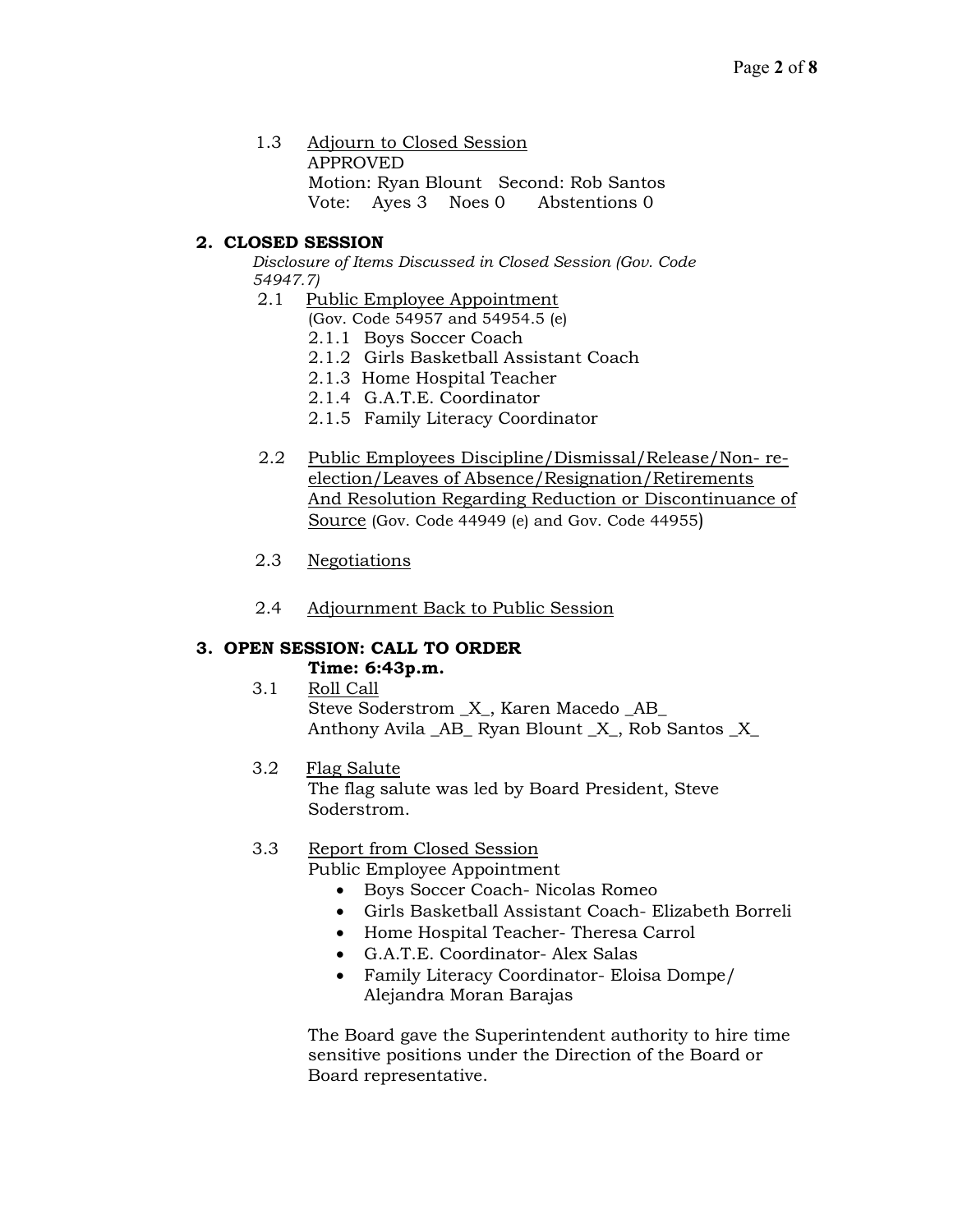1.3 Adjourn to Closed Session
APPROVED
Motion: Ryan Blount Second: Rob Santos
Vote: Ayes 3 Noes 0 Abstentions 0

## 2. CLOSED SESSION

*Disclosure of Items Discussed in Closed Session (Gov. Code 54947.7)*

2.1 Public Employee Appointment
(Gov. Code 54957 and 54954.5 (e)
- 2.1.1 Boys Soccer Coach
- 2.1.2 Girls Basketball Assistant Coach
- 2.1.3 Home Hospital Teacher
- 2.1.4 G.A.T.E. Coordinator
- 2.1.5 Family Literacy Coordinator

2.2 Public Employees Discipline/Dismissal/Release/Non- re-election/Leaves of Absence/Resignation/Retirements And Resolution Regarding Reduction or Discontinuance of Source (Gov. Code 44949 (e) and Gov. Code 44955)

2.3 Negotiations

2.4 Adjournment Back to Public Session

## 3. OPEN SESSION: CALL TO ORDER

**Time: 6:43p.m.**

3.1 Roll Call
Steve Soderstrom _X_, Karen Macedo _AB_
Anthony Avila _AB_ Ryan Blount _X_, Rob Santos _X_

3.2 Flag Salute
The flag salute was led by Board President, Steve Soderstrom.

3.3 Report from Closed Session
Public Employee Appointment
- Boys Soccer Coach- Nicolas Romeo
- Girls Basketball Assistant Coach- Elizabeth Borreli
- Home Hospital Teacher- Theresa Carrol
- G.A.T.E. Coordinator- Alex Salas
- Family Literacy Coordinator- Eloisa Dompe/ Alejandra Moran Barajas

The Board gave the Superintendent authority to hire time sensitive positions under the Direction of the Board or Board representative.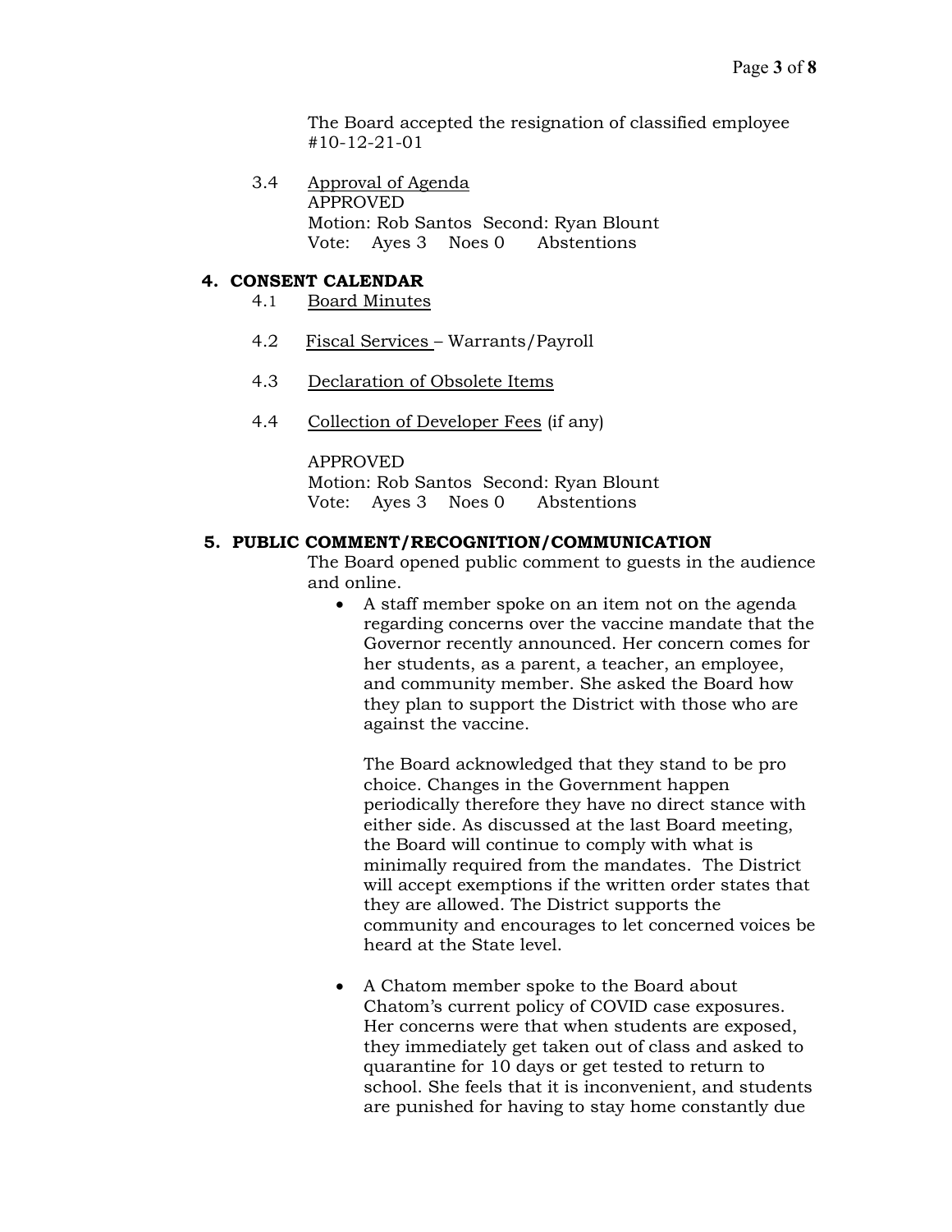The Board accepted the resignation of classified employee #10-12-21-01

3.4 Approval of Agenda
APPROVED
Motion: Rob Santos Second: Ryan Blount
Vote: Ayes 3 Noes 0 Abstentions

## 4. CONSENT CALENDAR

4.1 Board Minutes

4.2 Fiscal Services – Warrants/Payroll

4.3 Declaration of Obsolete Items

4.4 Collection of Developer Fees (if any)

APPROVED
Motion: Rob Santos Second: Ryan Blount
Vote: Ayes 3 Noes 0 Abstentions

## 5. PUBLIC COMMENT/RECOGNITION/COMMUNICATION

The Board opened public comment to guests in the audience and online.

- A staff member spoke on an item not on the agenda regarding concerns over the vaccine mandate that the Governor recently announced. Her concern comes for her students, as a parent, a teacher, an employee, and community member. She asked the Board how they plan to support the District with those who are against the vaccine.

  The Board acknowledged that they stand to be pro choice. Changes in the Government happen periodically therefore they have no direct stance with either side. As discussed at the last Board meeting, the Board will continue to comply with what is minimally required from the mandates. The District will accept exemptions if the written order states that they are allowed. The District supports the community and encourages to let concerned voices be heard at the State level.

- A Chatom member spoke to the Board about Chatom's current policy of COVID case exposures. Her concerns were that when students are exposed, they immediately get taken out of class and asked to quarantine for 10 days or get tested to return to school. She feels that it is inconvenient, and students are punished for having to stay home constantly due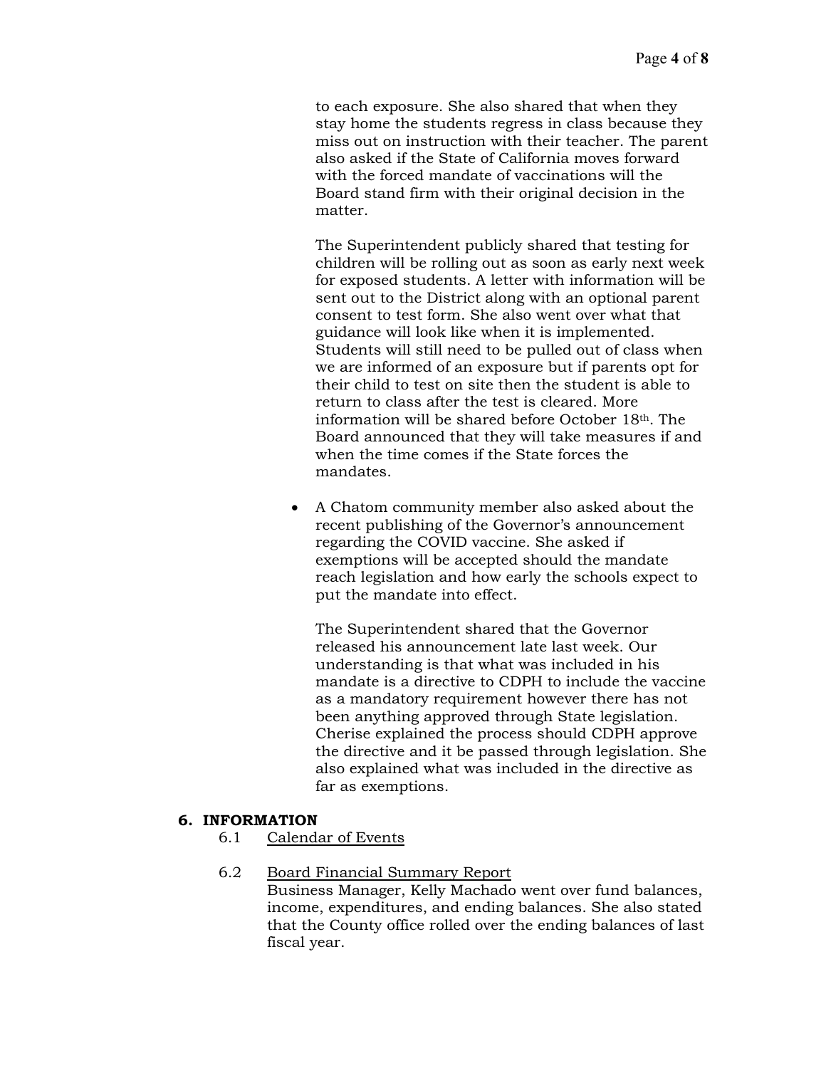to each exposure. She also shared that when they stay home the students regress in class because they miss out on instruction with their teacher. The parent also asked if the State of California moves forward with the forced mandate of vaccinations will the Board stand firm with their original decision in the matter.

The Superintendent publicly shared that testing for children will be rolling out as soon as early next week for exposed students. A letter with information will be sent out to the District along with an optional parent consent to test form. She also went over what that guidance will look like when it is implemented. Students will still need to be pulled out of class when we are informed of an exposure but if parents opt for their child to test on site then the student is able to return to class after the test is cleared. More information will be shared before October 18th. The Board announced that they will take measures if and when the time comes if the State forces the mandates.

- A Chatom community member also asked about the recent publishing of the Governor's announcement regarding the COVID vaccine. She asked if exemptions will be accepted should the mandate reach legislation and how early the schools expect to put the mandate into effect.

  The Superintendent shared that the Governor released his announcement late last week. Our understanding is that what was included in his mandate is a directive to CDPH to include the vaccine as a mandatory requirement however there has not been anything approved through State legislation. Cherise explained the process should CDPH approve the directive and it be passed through legislation. She also explained what was included in the directive as far as exemptions.

## 6. INFORMATION

6.1 Calendar of Events

6.2 Board Financial Summary Report
Business Manager, Kelly Machado went over fund balances, income, expenditures, and ending balances. She also stated that the County office rolled over the ending balances of last fiscal year.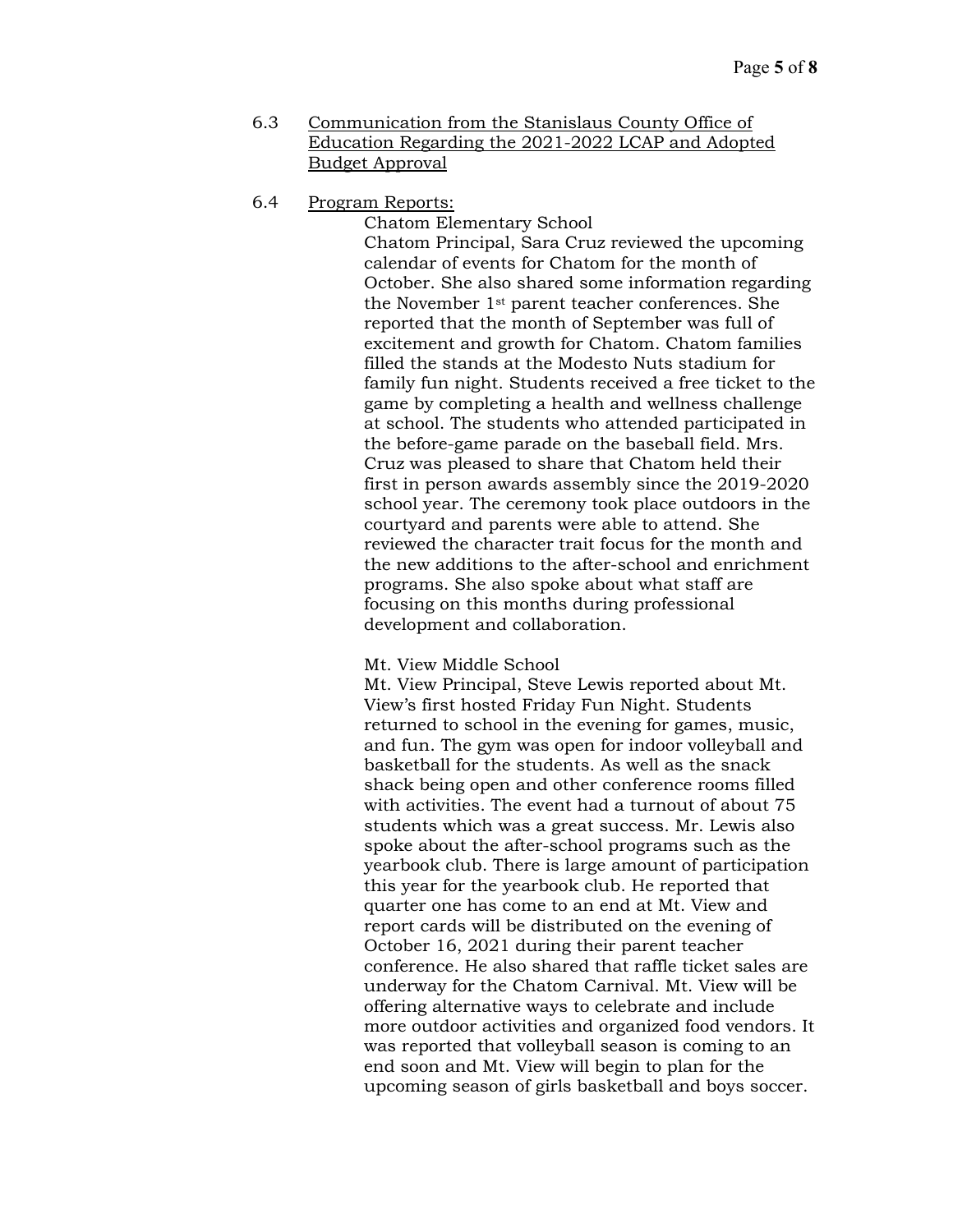6.3 Communication from the Stanislaus County Office of Education Regarding the 2021-2022 LCAP and Adopted Budget Approval

6.4 Program Reports:

Chatom Elementary School

Chatom Principal, Sara Cruz reviewed the upcoming calendar of events for Chatom for the month of October. She also shared some information regarding the November 1st parent teacher conferences. She reported that the month of September was full of excitement and growth for Chatom. Chatom families filled the stands at the Modesto Nuts stadium for family fun night. Students received a free ticket to the game by completing a health and wellness challenge at school. The students who attended participated in the before-game parade on the baseball field. Mrs. Cruz was pleased to share that Chatom held their first in person awards assembly since the 2019-2020 school year. The ceremony took place outdoors in the courtyard and parents were able to attend. She reviewed the character trait focus for the month and the new additions to the after-school and enrichment programs. She also spoke about what staff are focusing on this months during professional development and collaboration.

Mt. View Middle School

Mt. View Principal, Steve Lewis reported about Mt. View's first hosted Friday Fun Night. Students returned to school in the evening for games, music, and fun. The gym was open for indoor volleyball and basketball for the students. As well as the snack shack being open and other conference rooms filled with activities. The event had a turnout of about 75 students which was a great success. Mr. Lewis also spoke about the after-school programs such as the yearbook club. There is large amount of participation this year for the yearbook club. He reported that quarter one has come to an end at Mt. View and report cards will be distributed on the evening of October 16, 2021 during their parent teacher conference. He also shared that raffle ticket sales are underway for the Chatom Carnival. Mt. View will be offering alternative ways to celebrate and include more outdoor activities and organized food vendors. It was reported that volleyball season is coming to an end soon and Mt. View will begin to plan for the upcoming season of girls basketball and boys soccer.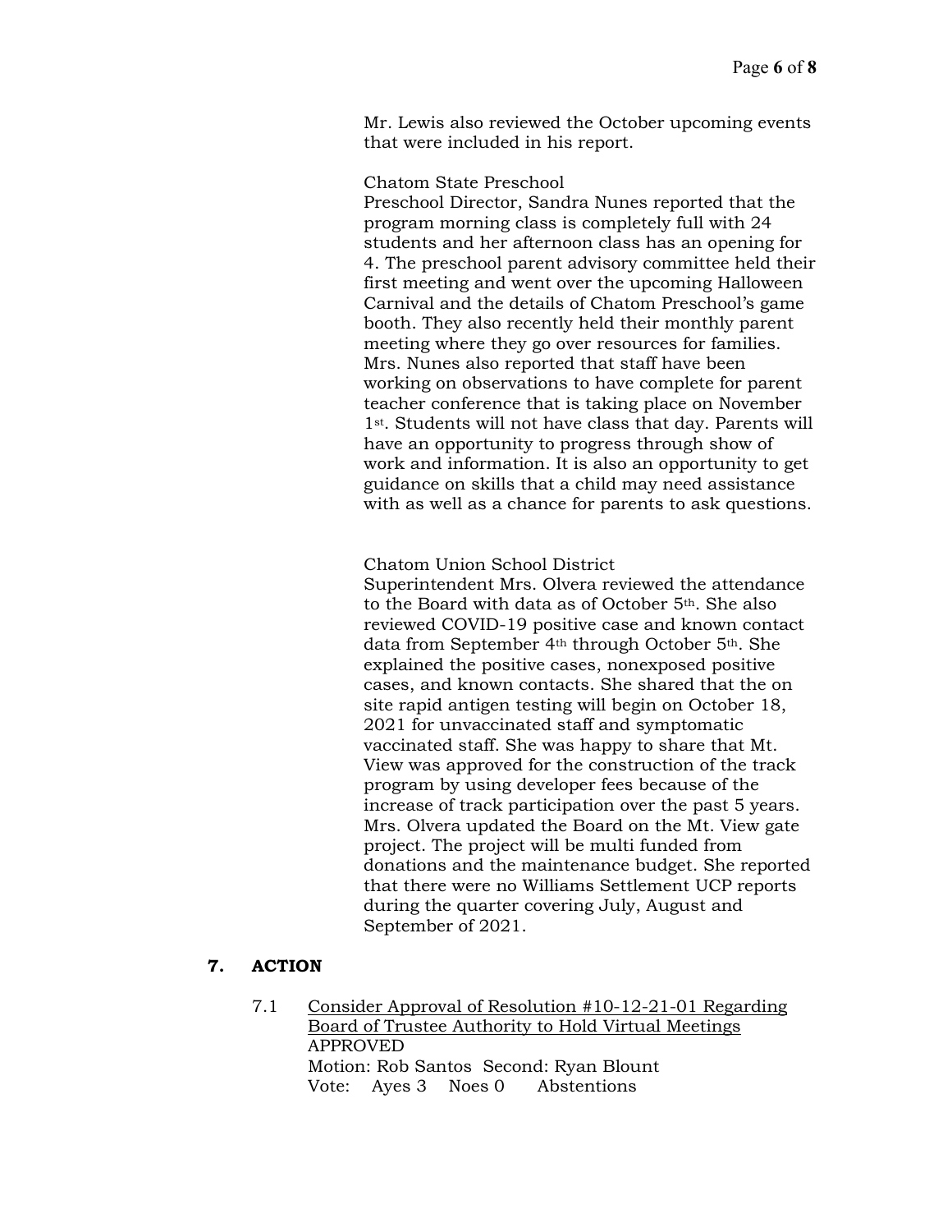Mr. Lewis also reviewed the October upcoming events that were included in his report.

Chatom State Preschool
Preschool Director, Sandra Nunes reported that the program morning class is completely full with 24 students and her afternoon class has an opening for 4. The preschool parent advisory committee held their first meeting and went over the upcoming Halloween Carnival and the details of Chatom Preschool's game booth. They also recently held their monthly parent meeting where they go over resources for families. Mrs. Nunes also reported that staff have been working on observations to have complete for parent teacher conference that is taking place on November 1st. Students will not have class that day. Parents will have an opportunity to progress through show of work and information. It is also an opportunity to get guidance on skills that a child may need assistance with as well as a chance for parents to ask questions.

Chatom Union School District
Superintendent Mrs. Olvera reviewed the attendance to the Board with data as of October 5th. She also reviewed COVID-19 positive case and known contact data from September 4th through October 5th. She explained the positive cases, nonexposed positive cases, and known contacts. She shared that the on site rapid antigen testing will begin on October 18, 2021 for unvaccinated staff and symptomatic vaccinated staff. She was happy to share that Mt. View was approved for the construction of the track program by using developer fees because of the increase of track participation over the past 5 years. Mrs. Olvera updated the Board on the Mt. View gate project. The project will be multi funded from donations and the maintenance budget. She reported that there were no Williams Settlement UCP reports during the quarter covering July, August and September of 2021.

## 7. ACTION

7.1 Consider Approval of Resolution #10-12-21-01 Regarding Board of Trustee Authority to Hold Virtual Meetings
APPROVED
Motion: Rob Santos Second: Ryan Blount
Vote: Ayes 3 Noes 0 Abstentions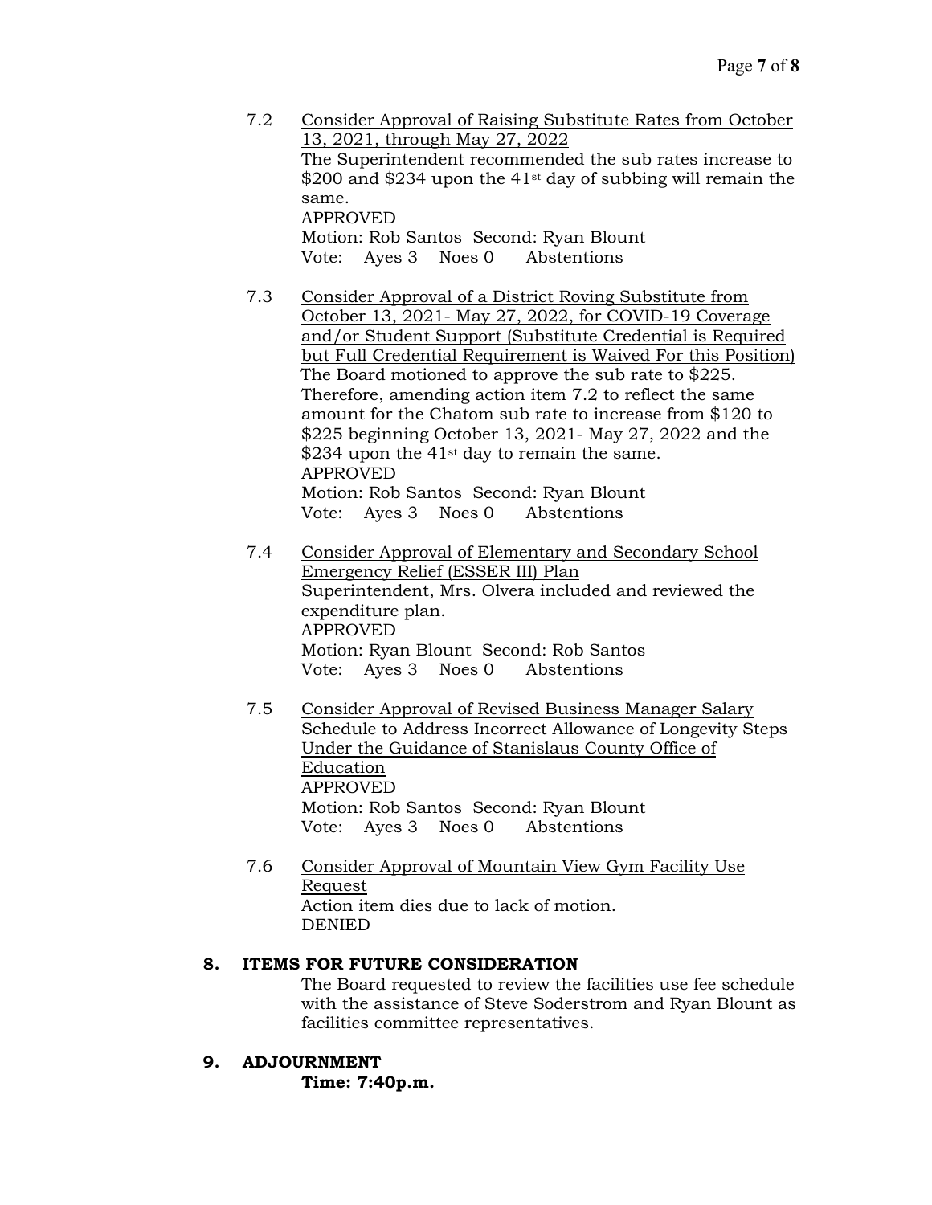7.2 Consider Approval of Raising Substitute Rates from October 13, 2021, through May 27, 2022

The Superintendent recommended the sub rates increase to \$200 and \$234 upon the 41st day of subbing will remain the same.

APPROVED

Motion: Rob Santos Second: Ryan Blount

Vote: Ayes 3 Noes 0 Abstentions

7.3 Consider Approval of a District Roving Substitute from October 13, 2021- May 27, 2022, for COVID-19 Coverage and/or Student Support (Substitute Credential is Required but Full Credential Requirement is Waived For this Position)

The Board motioned to approve the sub rate to \$225. Therefore, amending action item 7.2 to reflect the same amount for the Chatom sub rate to increase from \$120 to \$225 beginning October 13, 2021- May 27, 2022 and the \$234 upon the 41st day to remain the same.

APPROVED

Motion: Rob Santos Second: Ryan Blount

Vote: Ayes 3 Noes 0 Abstentions

7.4 Consider Approval of Elementary and Secondary School Emergency Relief (ESSER III) Plan

Superintendent, Mrs. Olvera included and reviewed the expenditure plan.

APPROVED

Motion: Ryan Blount Second: Rob Santos

Vote: Ayes 3 Noes 0 Abstentions

7.5 Consider Approval of Revised Business Manager Salary Schedule to Address Incorrect Allowance of Longevity Steps Under the Guidance of Stanislaus County Office of Education

APPROVED

Motion: Rob Santos Second: Ryan Blount

Vote: Ayes 3 Noes 0 Abstentions

7.6 Consider Approval of Mountain View Gym Facility Use Request

Action item dies due to lack of motion.

DENIED

## 8. ITEMS FOR FUTURE CONSIDERATION

The Board requested to review the facilities use fee schedule with the assistance of Steve Soderstrom and Ryan Blount as facilities committee representatives.

## 9. ADJOURNMENT

**Time: 7:40p.m.**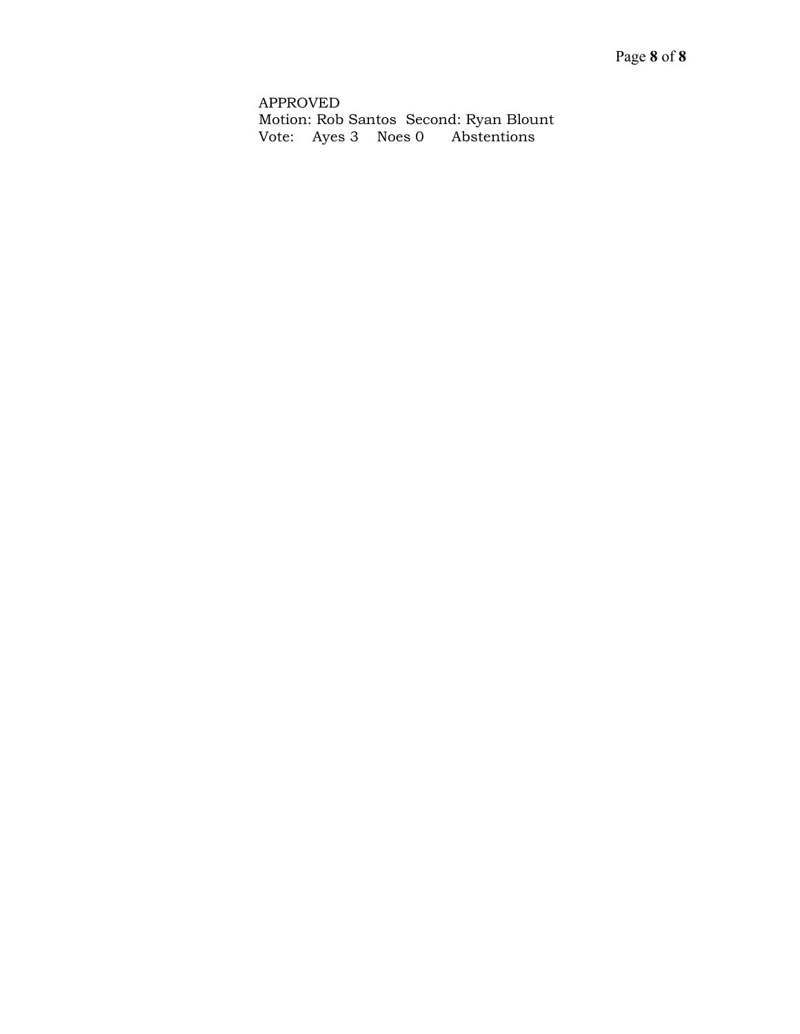APPROVED
Motion: Rob Santos  Second: Ryan Blount
Vote:  Ayes 3  Noes 0  Abstentions